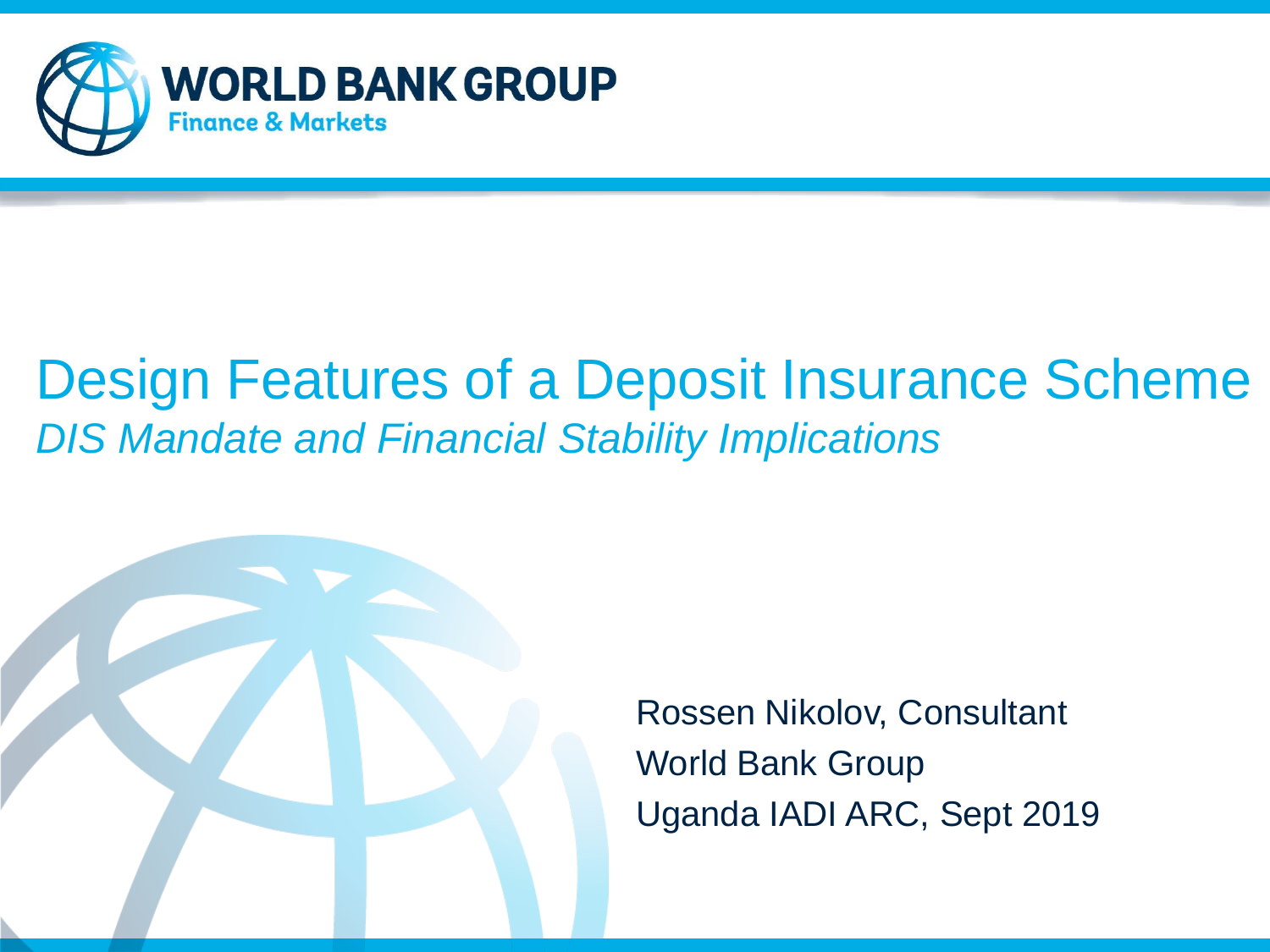WORLD BANK GROUP
Finance & Markets

# Design Features of a Deposit Insurance Scheme

*DIS Mandate and Financial Stability Implications*

Rossen Nikolov, Consultant
World Bank Group
Uganda IADI ARC, Sept 2019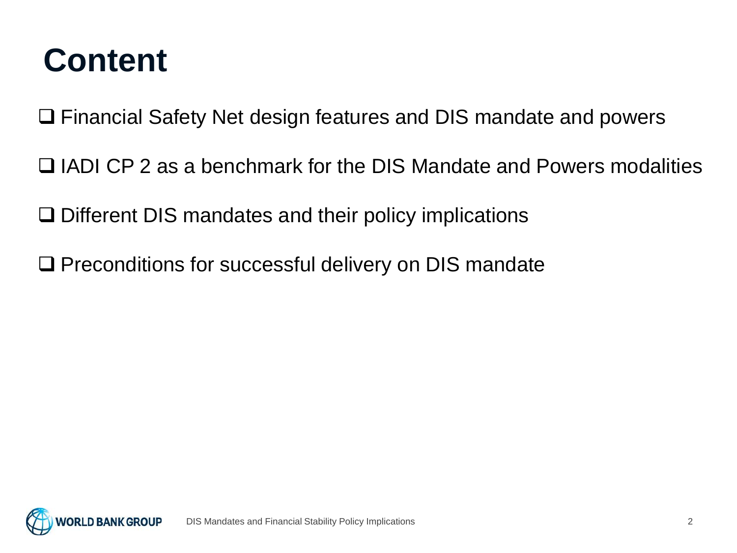# Content

- Financial Safety Net design features and DIS mandate and powers
- IADI CP 2 as a benchmark for the DIS Mandate and Powers modalities
- Different DIS mandates and their policy implications
- Preconditions for successful delivery on DIS mandate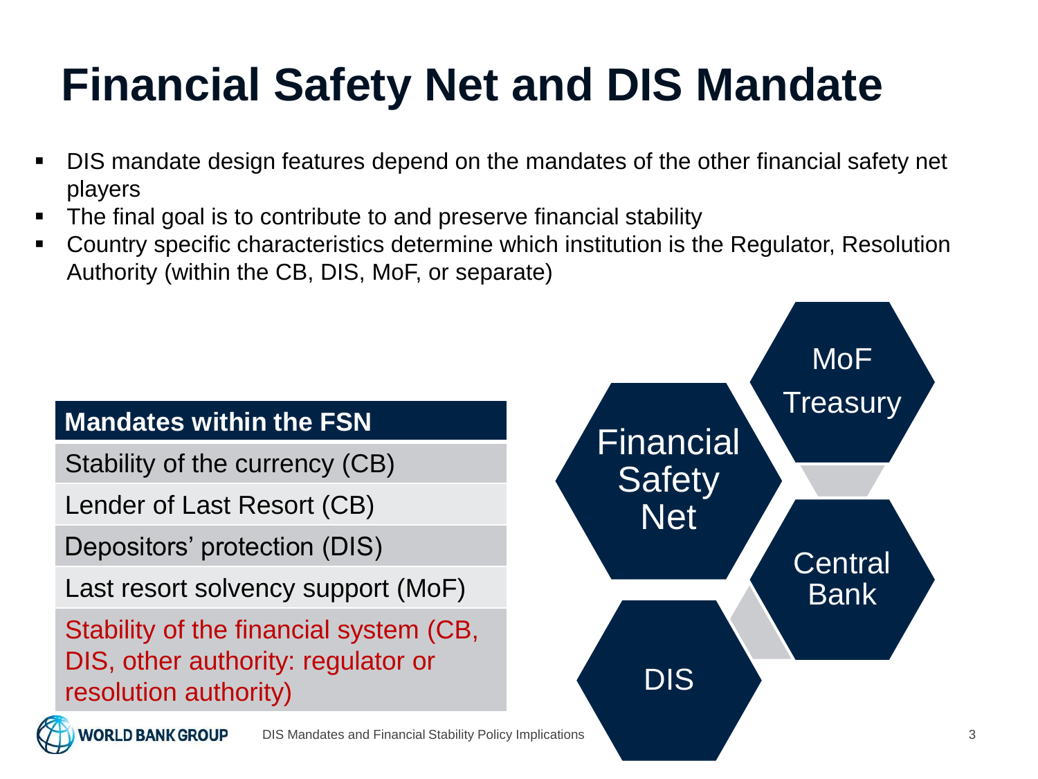# Financial Safety Net and DIS Mandate

- DIS mandate design features depend on the mandates of the other financial safety net players
- The final goal is to contribute to and preserve financial stability
- Country specific characteristics determine which institution is the Regulator, Resolution Authority (within the CB, DIS, MoF, or separate)

| Mandates within the FSN |
| --- |
| Stability of the currency (CB) |
| Lender of Last Resort (CB) |
| Depositors' protection (DIS) |
| Last resort solvency support (MoF) |
| Stability of the financial system (CB, DIS, other authority: regulator or resolution authority) |

Financial Safety Net

MoF Treasury

Central Bank

DIS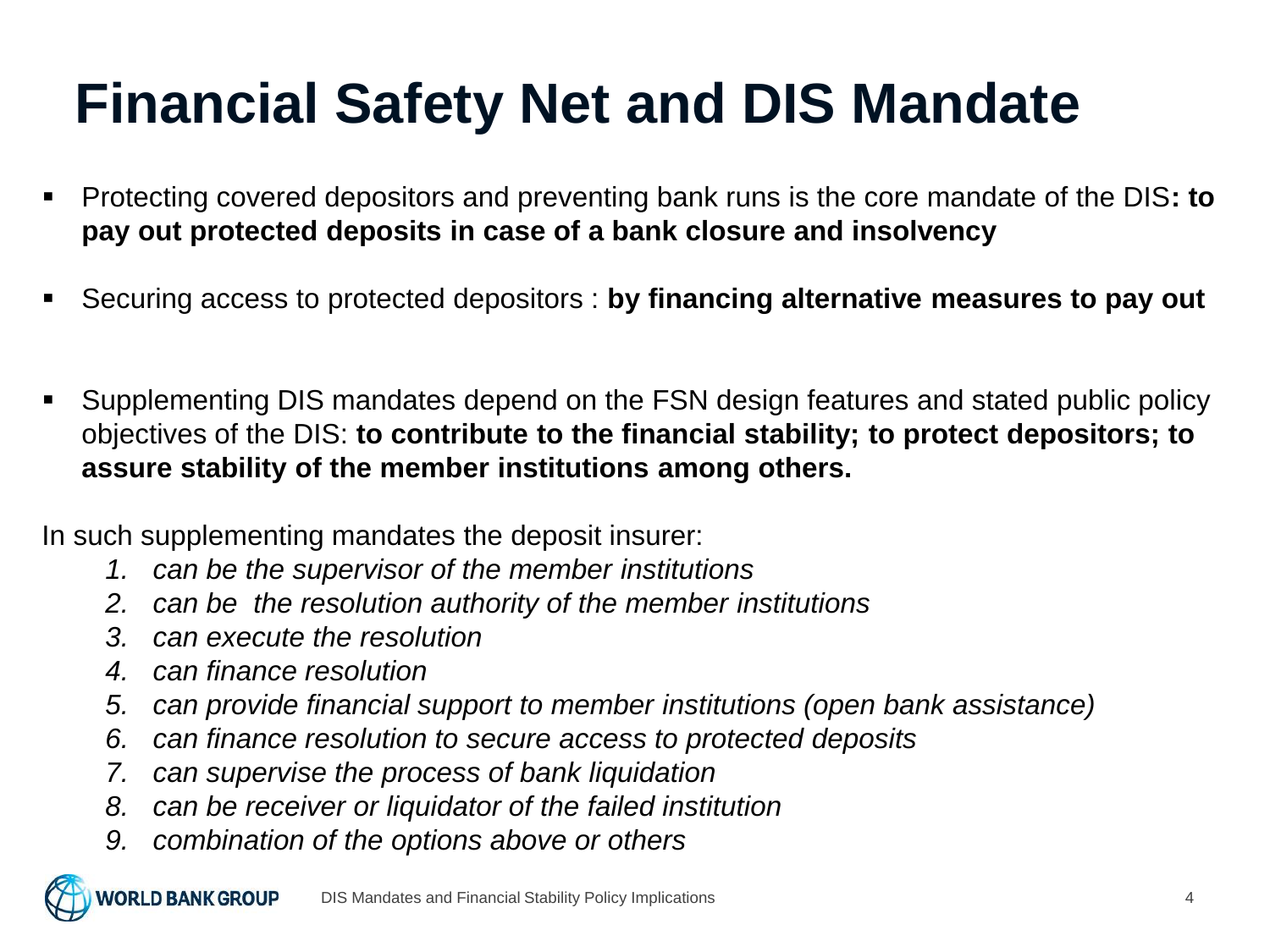# Financial Safety Net and DIS Mandate

- Protecting covered depositors and preventing bank runs is the core mandate of the DIS**: to pay out protected deposits in case of a bank closure and insolvency**
- Securing access to protected depositors : **by financing alternative measures to pay out**
- Supplementing DIS mandates depend on the FSN design features and stated public policy objectives of the DIS: **to contribute to the financial stability; to protect depositors; to assure stability of the member institutions among others.**

In such supplementing mandates the deposit insurer:

1. *can be the supervisor of the member institutions*
2. *can be the resolution authority of the member institutions*
3. *can execute the resolution*
4. *can finance resolution*
5. *can provide financial support to member institutions (open bank assistance)*
6. *can finance resolution to secure access to protected deposits*
7. *can supervise the process of bank liquidation*
8. *can be receiver or liquidator of the failed institution*
9. *combination of the options above or others*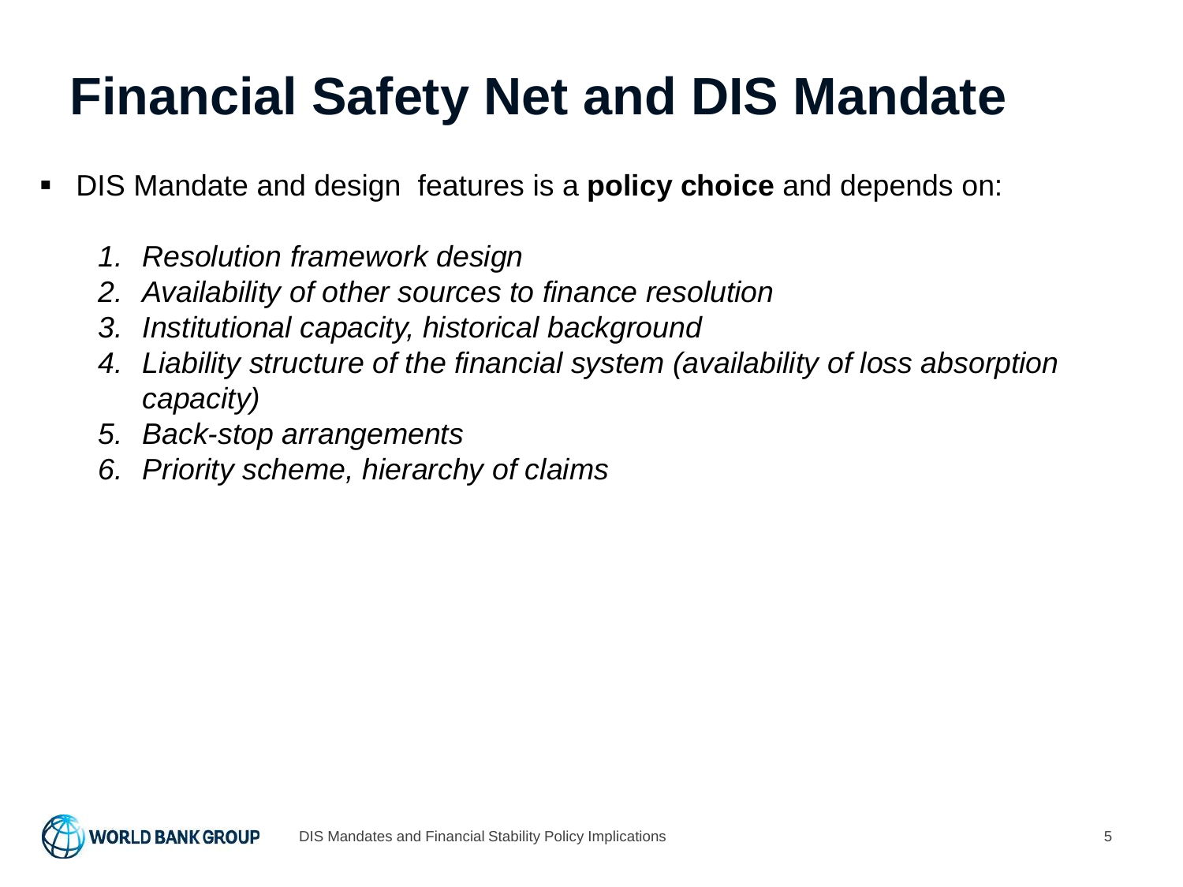# Financial Safety Net and DIS Mandate

- DIS Mandate and design features is a **policy choice** and depends on:

  1. *Resolution framework design*
  2. *Availability of other sources to finance resolution*
  3. *Institutional capacity, historical background*
  4. *Liability structure of the financial system (availability of loss absorption capacity)*
  5. *Back-stop arrangements*
  6. *Priority scheme, hierarchy of claims*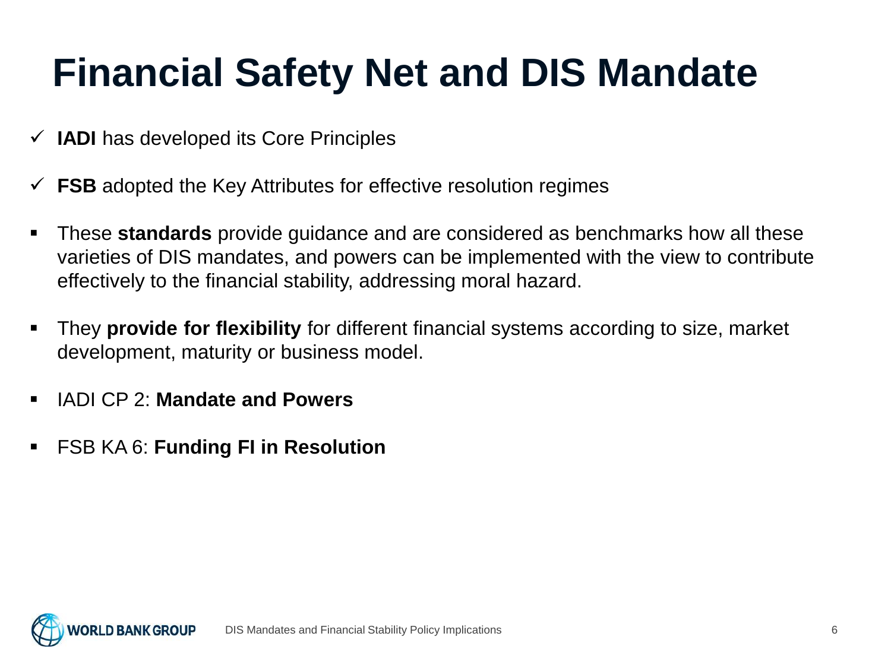# Financial Safety Net and DIS Mandate

- ✓ **IADI** has developed its Core Principles
- ✓ **FSB** adopted the Key Attributes for effective resolution regimes

- These **standards** provide guidance and are considered as benchmarks how all these varieties of DIS mandates, and powers can be implemented with the view to contribute effectively to the financial stability, addressing moral hazard.
- They **provide for flexibility** for different financial systems according to size, market development, maturity or business model.
- IADI CP 2: **Mandate and Powers**
- FSB KA 6: **Funding FI in Resolution**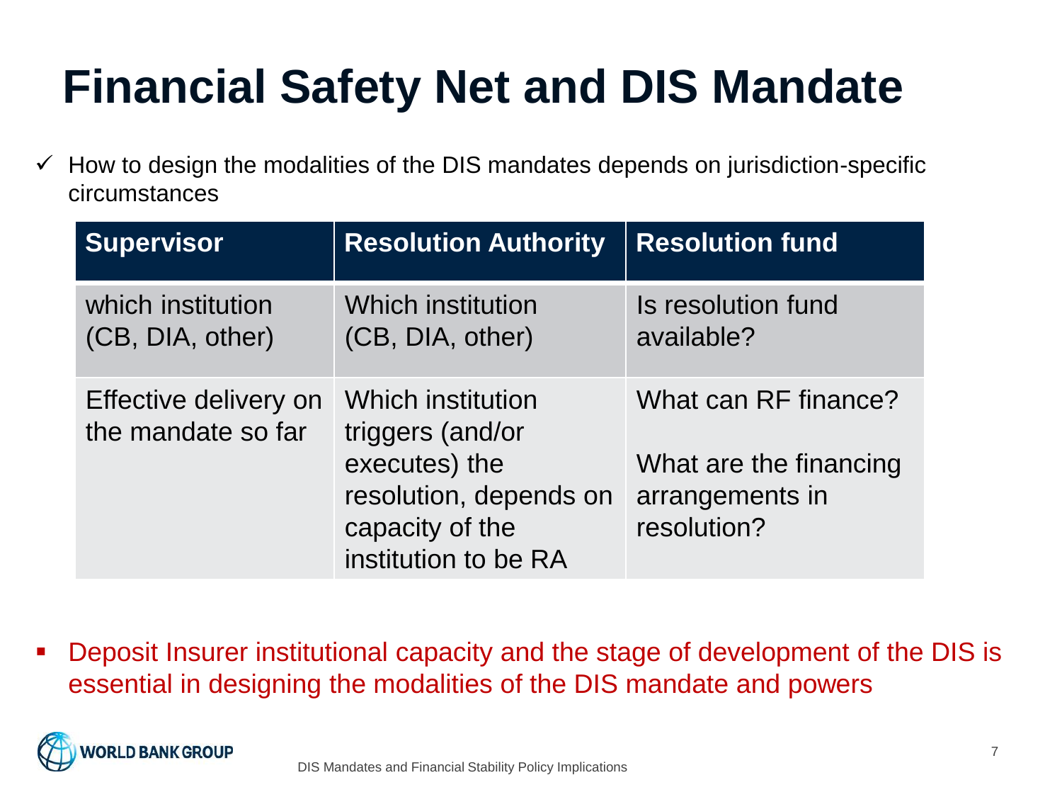# Financial Safety Net and DIS Mandate

- ✓ How to design the modalities of the DIS mandates depends on jurisdiction-specific circumstances

| Supervisor | Resolution Authority | Resolution fund |
|---|---|---|
| which institution (CB, DIA, other) | Which institution (CB, DIA, other) | Is resolution fund available? |
| Effective delivery on the mandate so far | Which institution triggers (and/or executes) the resolution, depends on capacity of the institution to be RA | What can RF finance?<br><br>What are the financing arrangements in resolution? |

- Deposit Insurer institutional capacity and the stage of development of the DIS is essential in designing the modalities of the DIS mandate and powers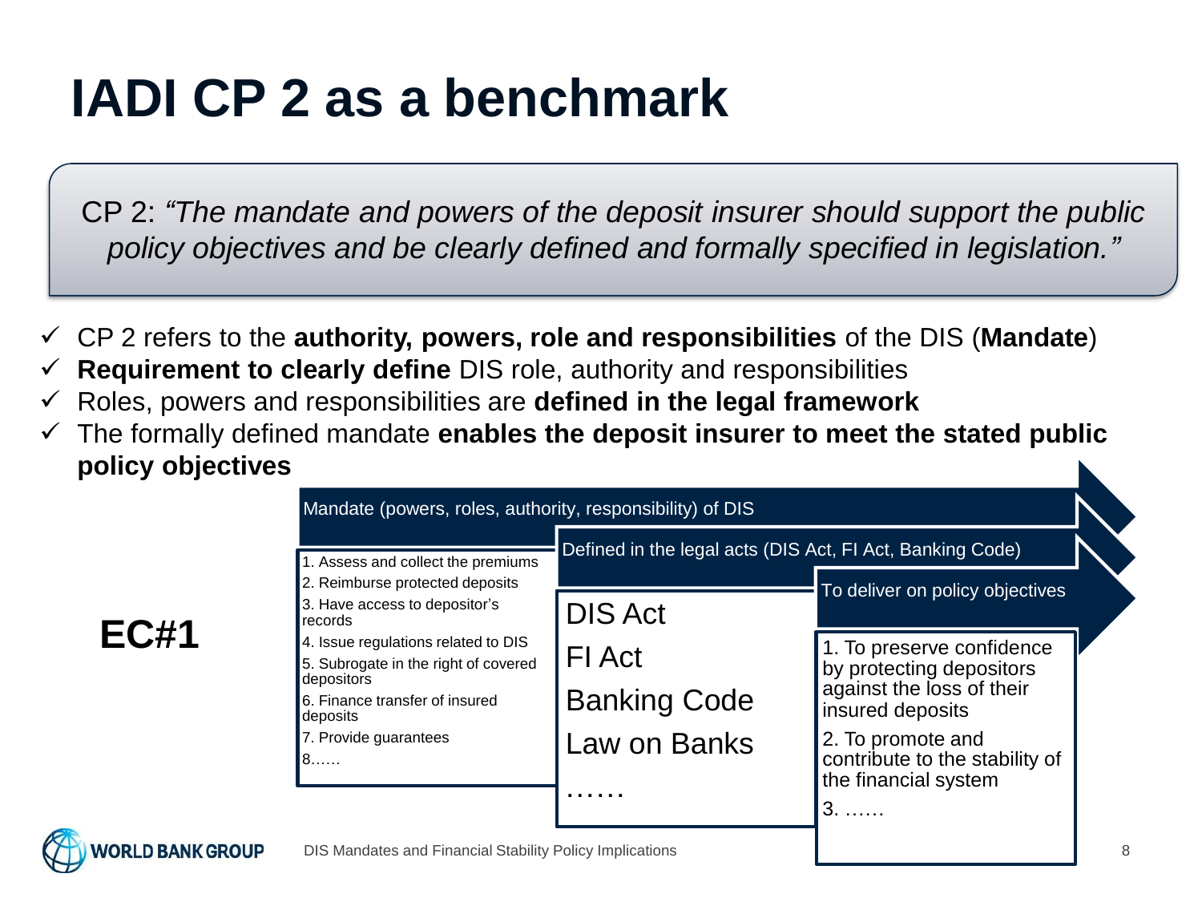# IADI CP 2 as a benchmark

CP 2: *"The mandate and powers of the deposit insurer should support the public policy objectives and be clearly defined and formally specified in legislation."*

- ✓ CP 2 refers to the **authority, powers, role and responsibilities** of the DIS (**Mandate**)
- ✓ **Requirement to clearly define** DIS role, authority and responsibilities
- ✓ Roles, powers and responsibilities are **defined in the legal framework**
- ✓ The formally defined mandate **enables the deposit insurer to meet the stated public policy objectives**

**EC#1**

| Mandate (powers, roles, authority, responsibility) of DIS | Defined in the legal acts (DIS Act, FI Act, Banking Code) | To deliver on policy objectives |
|---|---|---|
| 1. Assess and collect the premiums<br>2. Reimburse protected deposits<br>3. Have access to depositor's records<br>4. Issue regulations related to DIS<br>5. Subrogate in the right of covered depositors<br>6. Finance transfer of insured deposits<br>7. Provide guarantees<br>8…… | DIS Act<br>FI Act<br>Banking Code<br>Law on Banks<br>…… | 1. To preserve confidence by protecting depositors against the loss of their insured deposits<br>2. To promote and contribute to the stability of the financial system<br>3. …… |

DIS Mandates and Financial Stability Policy Implications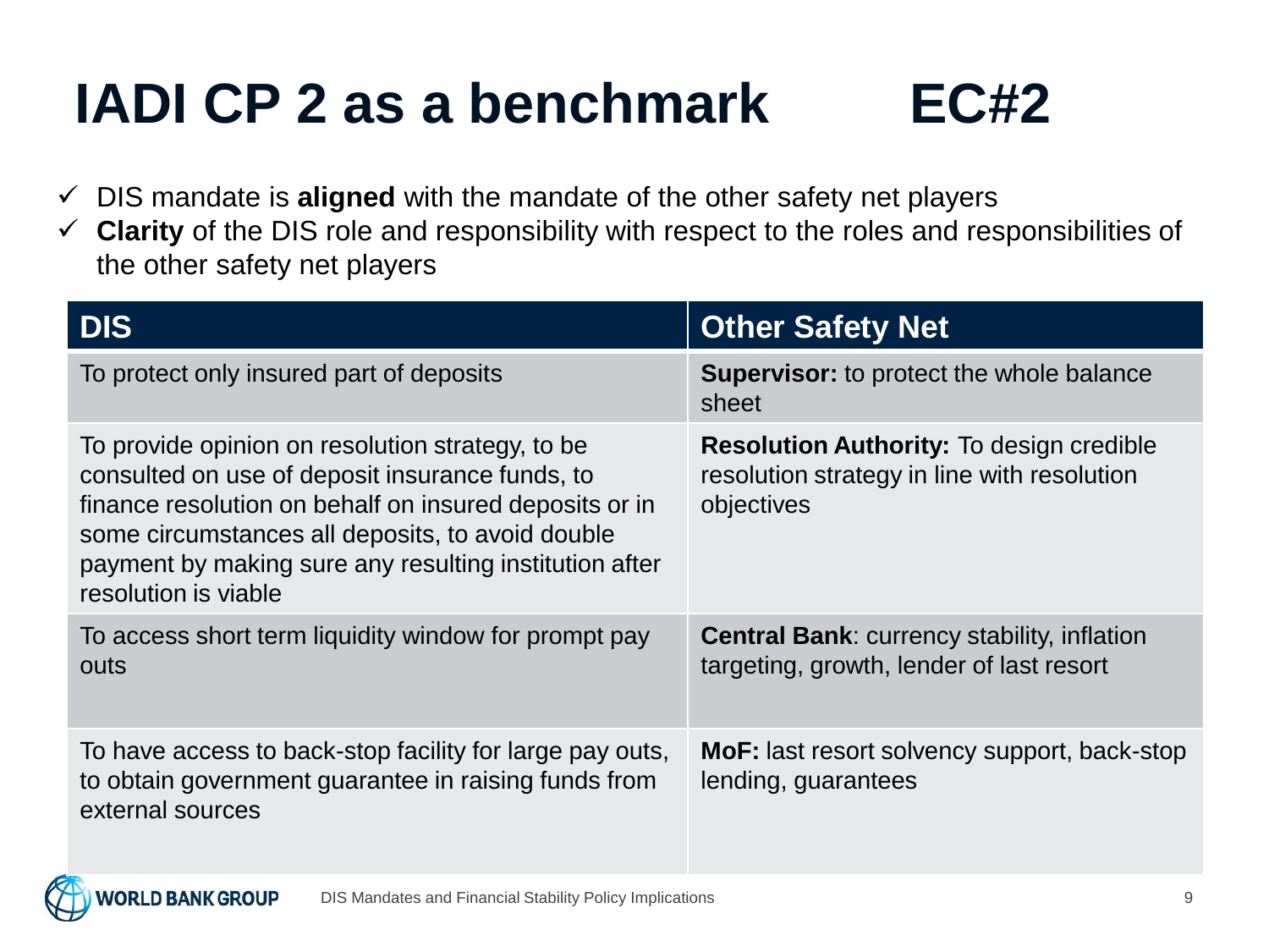# IADI CP 2 as a benchmark EC#2

- ✓ DIS mandate is **aligned** with the mandate of the other safety net players
- ✓ **Clarity** of the DIS role and responsibility with respect to the roles and responsibilities of the other safety net players

| DIS | Other Safety Net |
|---|---|
| To protect only insured part of deposits | **Supervisor:** to protect the whole balance sheet |
| To provide opinion on resolution strategy, to be consulted on use of deposit insurance funds, to finance resolution on behalf on insured deposits or in some circumstances all deposits, to avoid double payment by making sure any resulting institution after resolution is viable | **Resolution Authority:** To design credible resolution strategy in line with resolution objectives |
| To access short term liquidity window for prompt pay outs | **Central Bank**: currency stability, inflation targeting, growth, lender of last resort |
| To have access to back-stop facility for large pay outs, to obtain government guarantee in raising funds from external sources | **MoF:** last resort solvency support, back-stop lending, guarantees |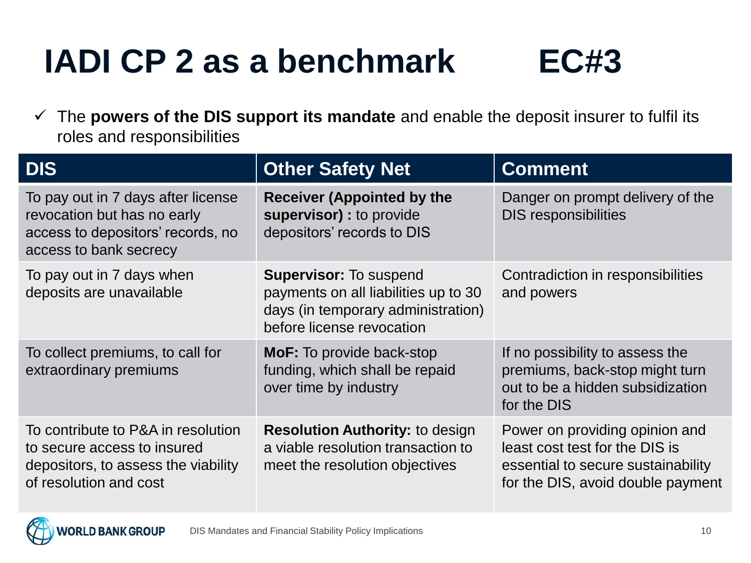# IADI CP 2 as a benchmark EC#3

- ✓ The **powers of the DIS support its mandate** and enable the deposit insurer to fulfil its roles and responsibilities

| DIS | Other Safety Net | Comment |
| --- | --- | --- |
| To pay out in 7 days after license revocation but has no early access to depositors' records, no access to bank secrecy | **Receiver (Appointed by the supervisor) :** to provide depositors' records to DIS | Danger on prompt delivery of the DIS responsibilities |
| To pay out in 7 days when deposits are unavailable | **Supervisor:** To suspend payments on all liabilities up to 30 days (in temporary administration) before license revocation | Contradiction in responsibilities and powers |
| To collect premiums, to call for extraordinary premiums | **MoF:** To provide back-stop funding, which shall be repaid over time by industry | If no possibility to assess the premiums, back-stop might turn out to be a hidden subsidization for the DIS |
| To contribute to P&A in resolution to secure access to insured depositors, to assess the viability of resolution and cost | **Resolution Authority:** to design a viable resolution transaction to meet the resolution objectives | Power on providing opinion and least cost test for the DIS is essential to secure sustainability for the DIS, avoid double payment |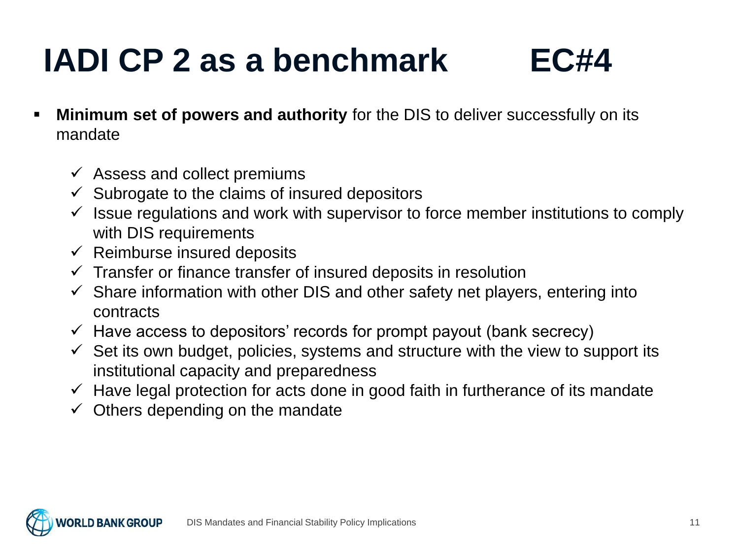# IADI CP 2 as a benchmark EC#4

- **Minimum set of powers and authority** for the DIS to deliver successfully on its mandate
  - ✓ Assess and collect premiums
  - ✓ Subrogate to the claims of insured depositors
  - ✓ Issue regulations and work with supervisor to force member institutions to comply with DIS requirements
  - ✓ Reimburse insured deposits
  - ✓ Transfer or finance transfer of insured deposits in resolution
  - ✓ Share information with other DIS and other safety net players, entering into contracts
  - ✓ Have access to depositors' records for prompt payout (bank secrecy)
  - ✓ Set its own budget, policies, systems and structure with the view to support its institutional capacity and preparedness
  - ✓ Have legal protection for acts done in good faith in furtherance of its mandate
  - ✓ Others depending on the mandate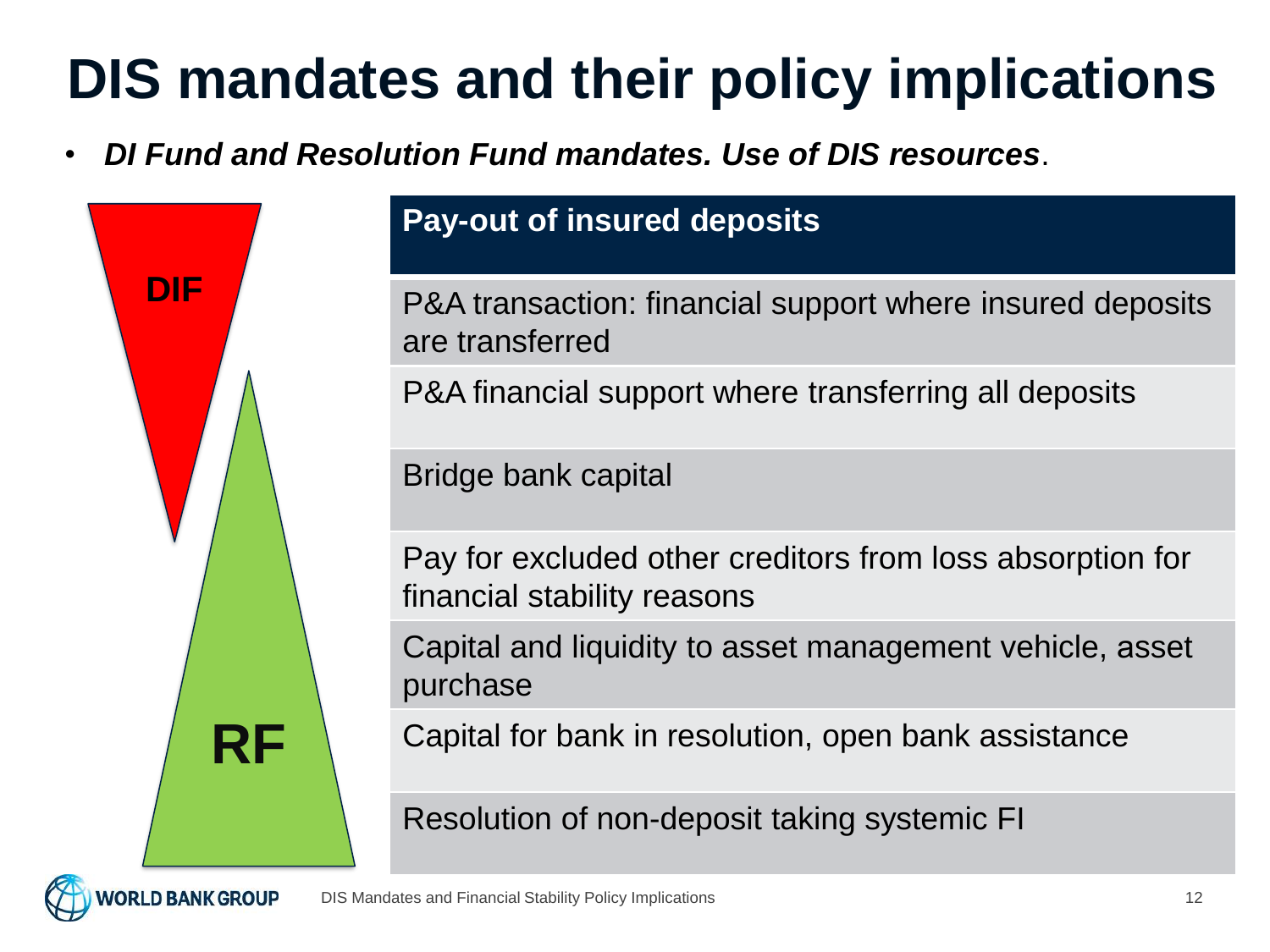# DIS mandates and their policy implications

- ***DI Fund and Resolution Fund mandates. Use of DIS resources***.

DIF

RF

| Pay-out of insured deposits |
|---|
| P&A transaction: financial support where insured deposits are transferred |
| P&A financial support where transferring all deposits |
| Bridge bank capital |
| Pay for excluded other creditors from loss absorption for financial stability reasons |
| Capital and liquidity to asset management vehicle, asset purchase |
| Capital for bank in resolution, open bank assistance |
| Resolution of non-deposit taking systemic FI |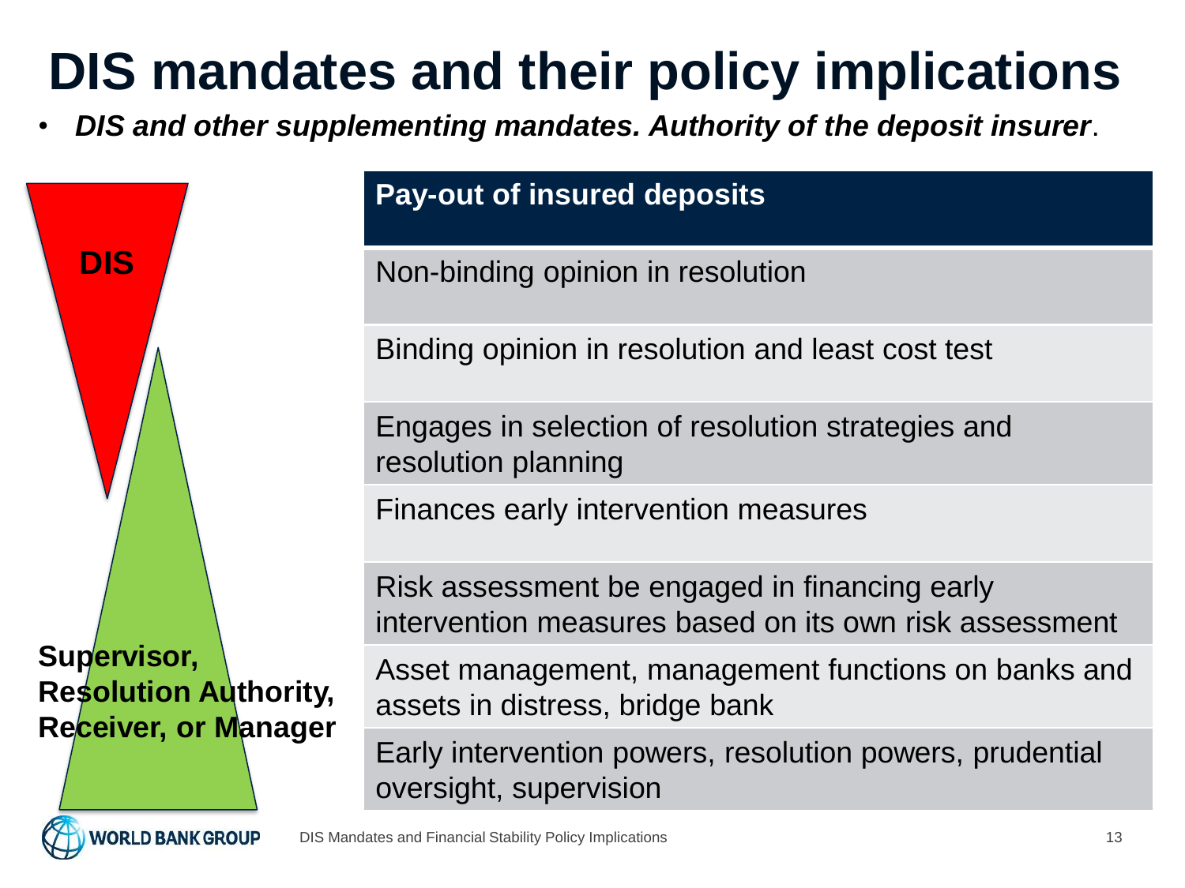# DIS mandates and their policy implications

- ***DIS and other supplementing mandates. Authority of the deposit insurer***.

**DIS**

**Supervisor, Resolution Authority, Receiver, or Manager**

| **Pay-out of insured deposits** |
|---|
| Non-binding opinion in resolution |
| Binding opinion in resolution and least cost test |
| Engages in selection of resolution strategies and resolution planning |
| Finances early intervention measures |
| Risk assessment be engaged in financing early intervention measures based on its own risk assessment |
| Asset management, management functions on banks and assets in distress, bridge bank |
| Early intervention powers, resolution powers, prudential oversight, supervision |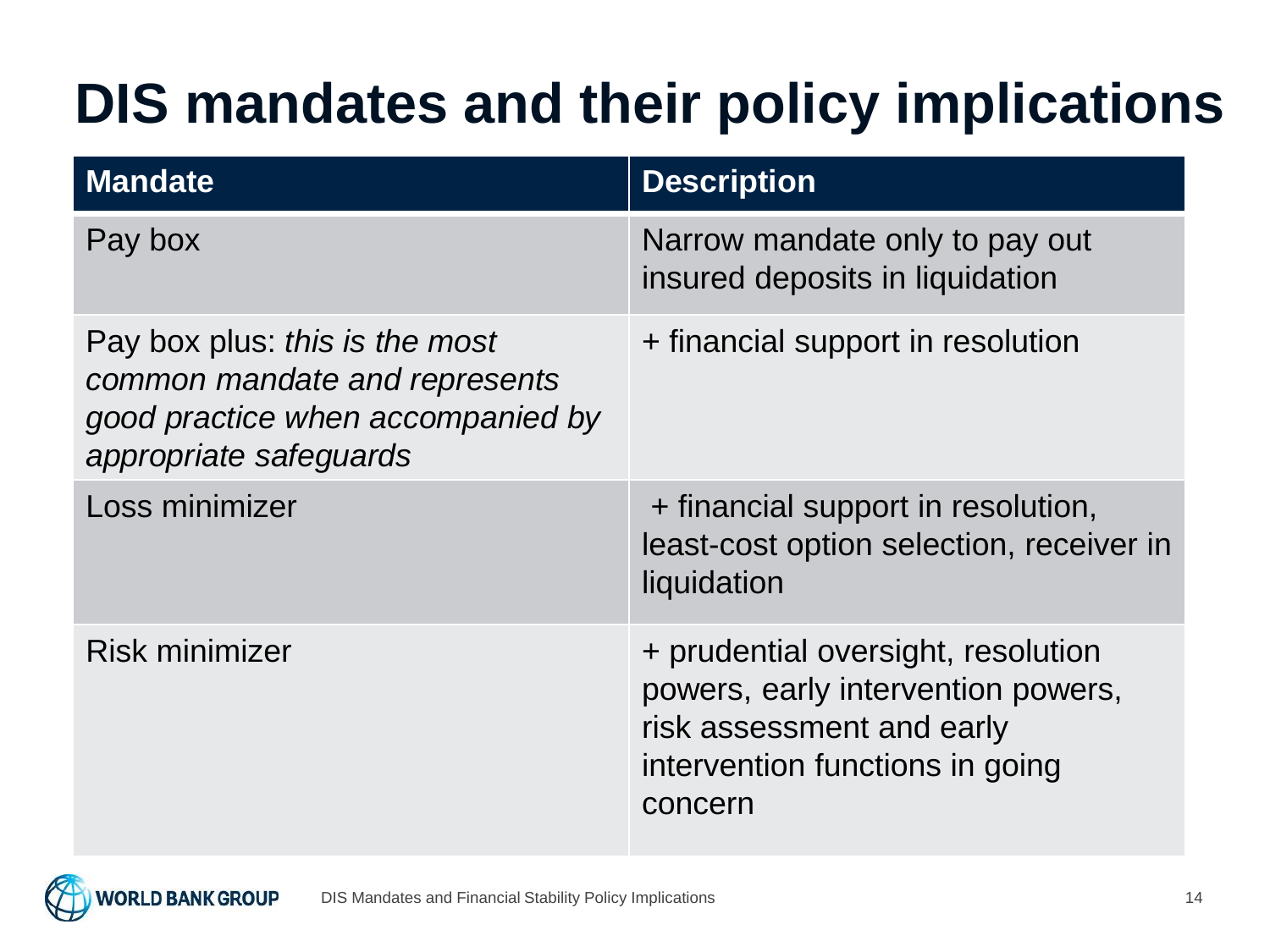# DIS mandates and their policy implications

| Mandate | Description |
|---|---|
| Pay box | Narrow mandate only to pay out insured deposits in liquidation |
| Pay box plus: *this is the most common mandate and represents good practice when accompanied by appropriate safeguards* | + financial support in resolution |
| Loss minimizer | + financial support in resolution, least-cost option selection, receiver in liquidation |
| Risk minimizer | + prudential oversight, resolution powers, early intervention powers, risk assessment and early intervention functions in going concern |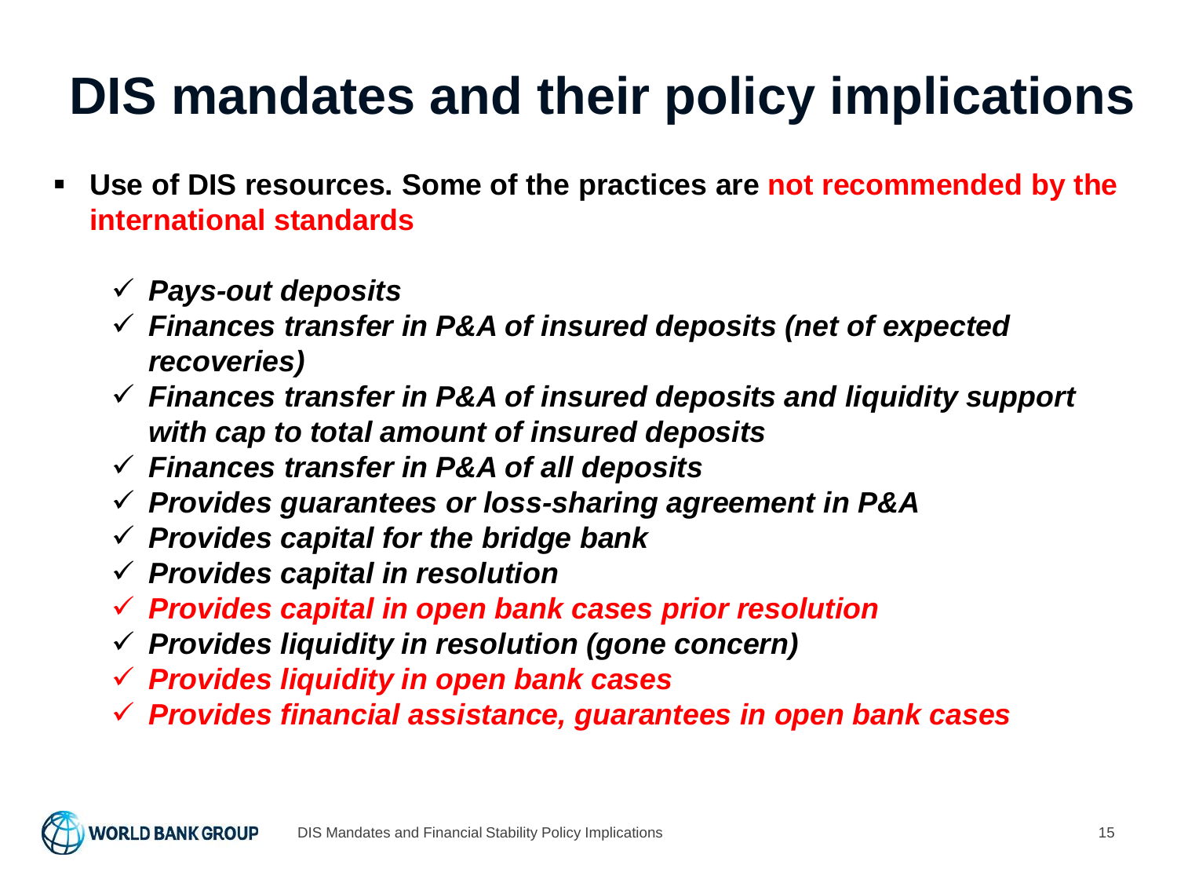# DIS mandates and their policy implications

- **Use of DIS resources. Some of the practices are not recommended by the international standards**
  - ✓ ***Pays-out deposits***
  - ✓ ***Finances transfer in P&A of insured deposits (net of expected recoveries)***
  - ✓ ***Finances transfer in P&A of insured deposits and liquidity support with cap to total amount of insured deposits***
  - ✓ ***Finances transfer in P&A of all deposits***
  - ✓ ***Provides guarantees or loss-sharing agreement in P&A***
  - ✓ ***Provides capital for the bridge bank***
  - ✓ ***Provides capital in resolution***
  - ✓ ***Provides capital in open bank cases prior resolution***
  - ✓ ***Provides liquidity in resolution (gone concern)***
  - ✓ ***Provides liquidity in open bank cases***
  - ✓ ***Provides financial assistance, guarantees in open bank cases***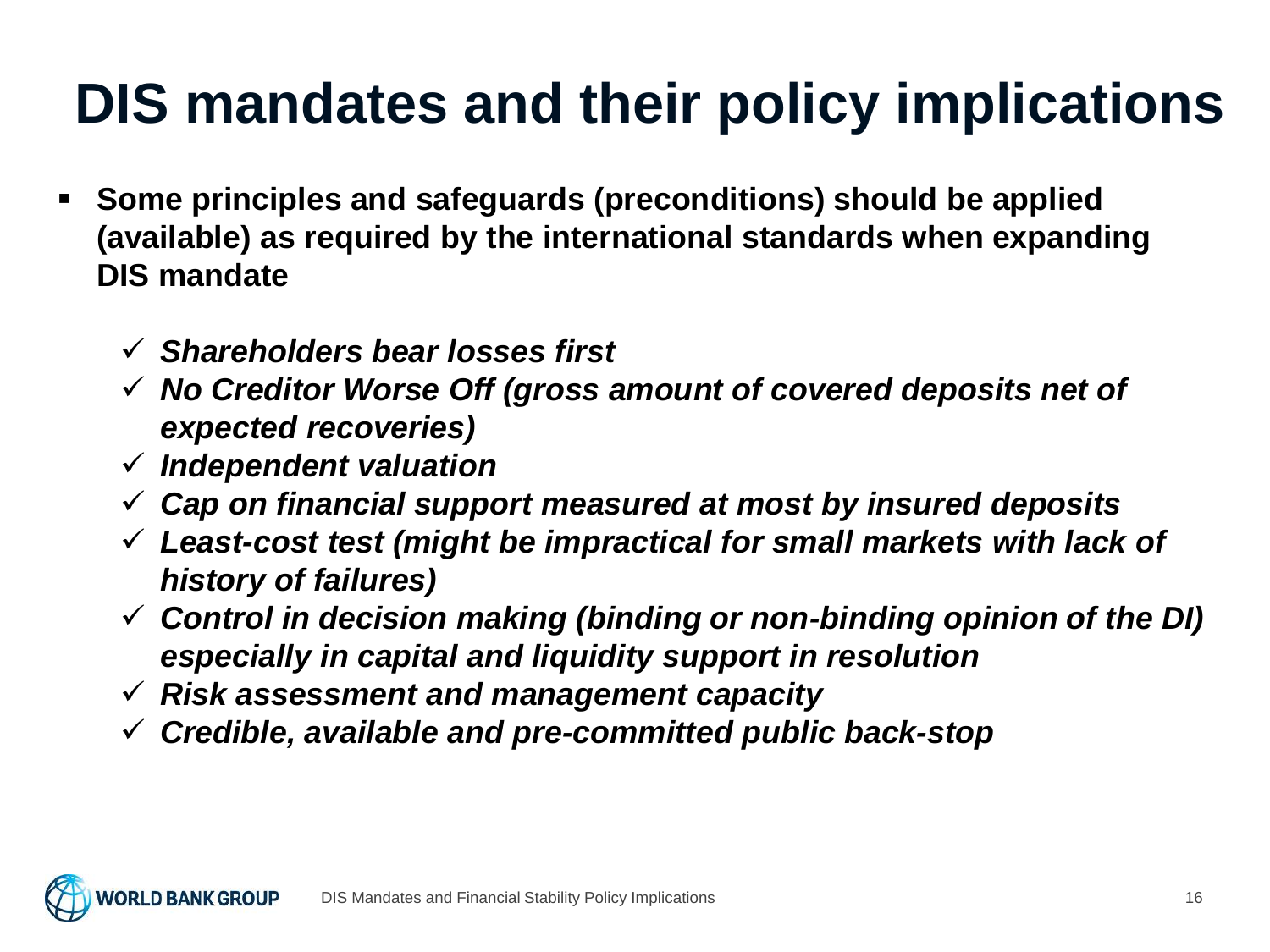# DIS mandates and their policy implications

- **Some principles and safeguards (preconditions) should be applied (available) as required by the international standards when expanding DIS mandate**
  - ✓ ***Shareholders bear losses first***
  - ✓ ***No Creditor Worse Off (gross amount of covered deposits net of expected recoveries)***
  - ✓ ***Independent valuation***
  - ✓ ***Cap on financial support measured at most by insured deposits***
  - ✓ ***Least-cost test (might be impractical for small markets with lack of history of failures)***
  - ✓ ***Control in decision making (binding or non-binding opinion of the DI) especially in capital and liquidity support in resolution***
  - ✓ ***Risk assessment and management capacity***
  - ✓ ***Credible, available and pre-committed public back-stop***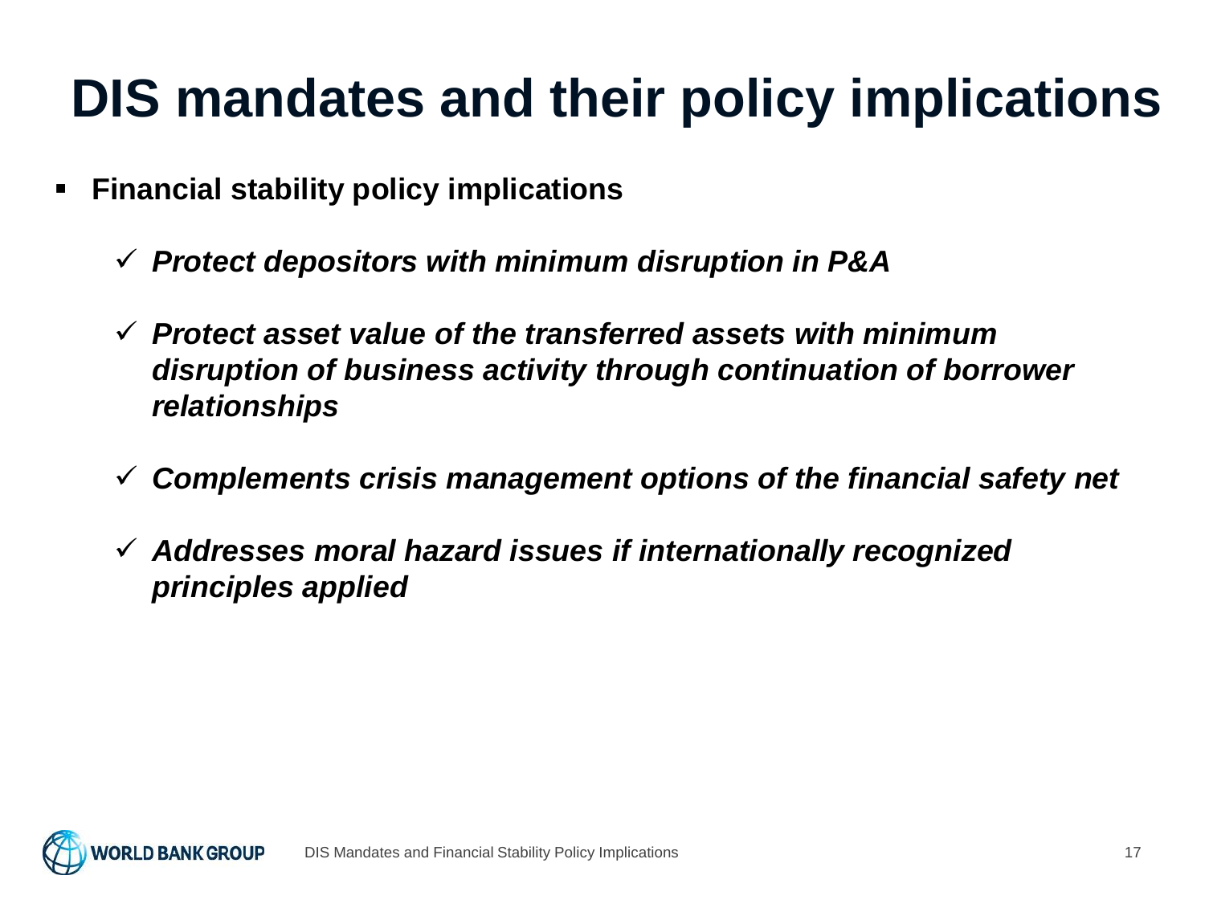# DIS mandates and their policy implications

- **Financial stability policy implications**
  - ✓ ***Protect depositors with minimum disruption in P&A***
  - ✓ ***Protect asset value of the transferred assets with minimum disruption of business activity through continuation of borrower relationships***
  - ✓ ***Complements crisis management options of the financial safety net***
  - ✓ ***Addresses moral hazard issues if internationally recognized principles applied***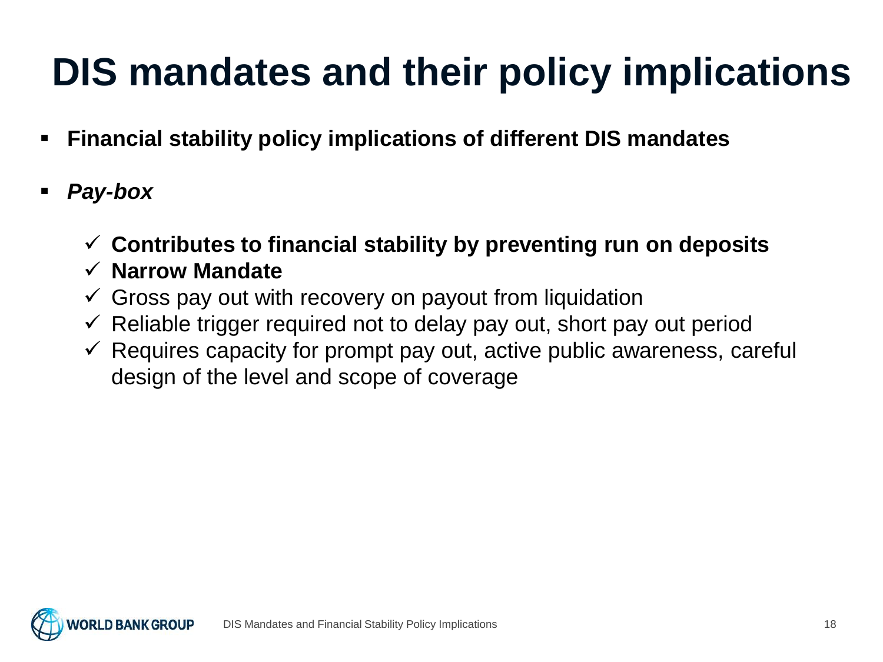# DIS mandates and their policy implications

- **Financial stability policy implications of different DIS mandates**
- ***Pay-box***
  - ✓ **Contributes to financial stability by preventing run on deposits**
  - ✓ **Narrow Mandate**
  - ✓ Gross pay out with recovery on payout from liquidation
  - ✓ Reliable trigger required not to delay pay out, short pay out period
  - ✓ Requires capacity for prompt pay out, active public awareness, careful design of the level and scope of coverage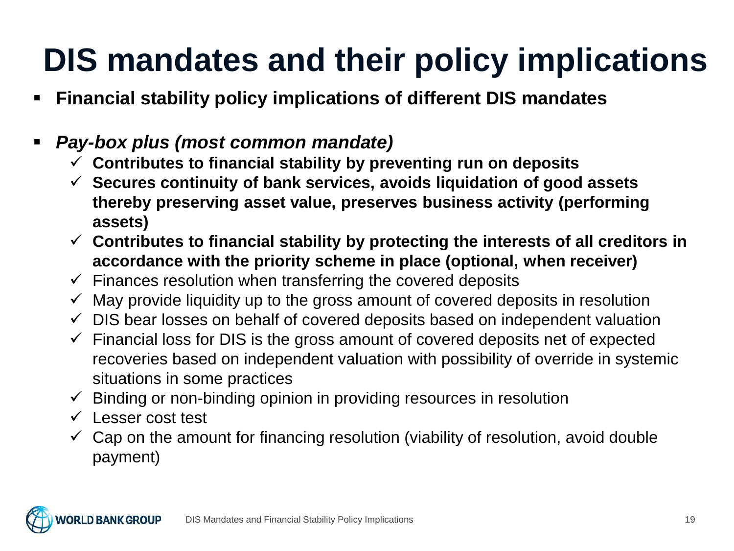# DIS mandates and their policy implications

- **Financial stability policy implications of different DIS mandates**

- ***Pay-box plus (most common mandate)***
  - ✓ **Contributes to financial stability by preventing run on deposits**
  - ✓ **Secures continuity of bank services, avoids liquidation of good assets thereby preserving asset value, preserves business activity (performing assets)**
  - ✓ **Contributes to financial stability by protecting the interests of all creditors in accordance with the priority scheme in place (optional, when receiver)**
  - ✓ Finances resolution when transferring the covered deposits
  - ✓ May provide liquidity up to the gross amount of covered deposits in resolution
  - ✓ DIS bear losses on behalf of covered deposits based on independent valuation
  - ✓ Financial loss for DIS is the gross amount of covered deposits net of expected recoveries based on independent valuation with possibility of override in systemic situations in some practices
  - ✓ Binding or non-binding opinion in providing resources in resolution
  - ✓ Lesser cost test
  - ✓ Cap on the amount for financing resolution (viability of resolution, avoid double payment)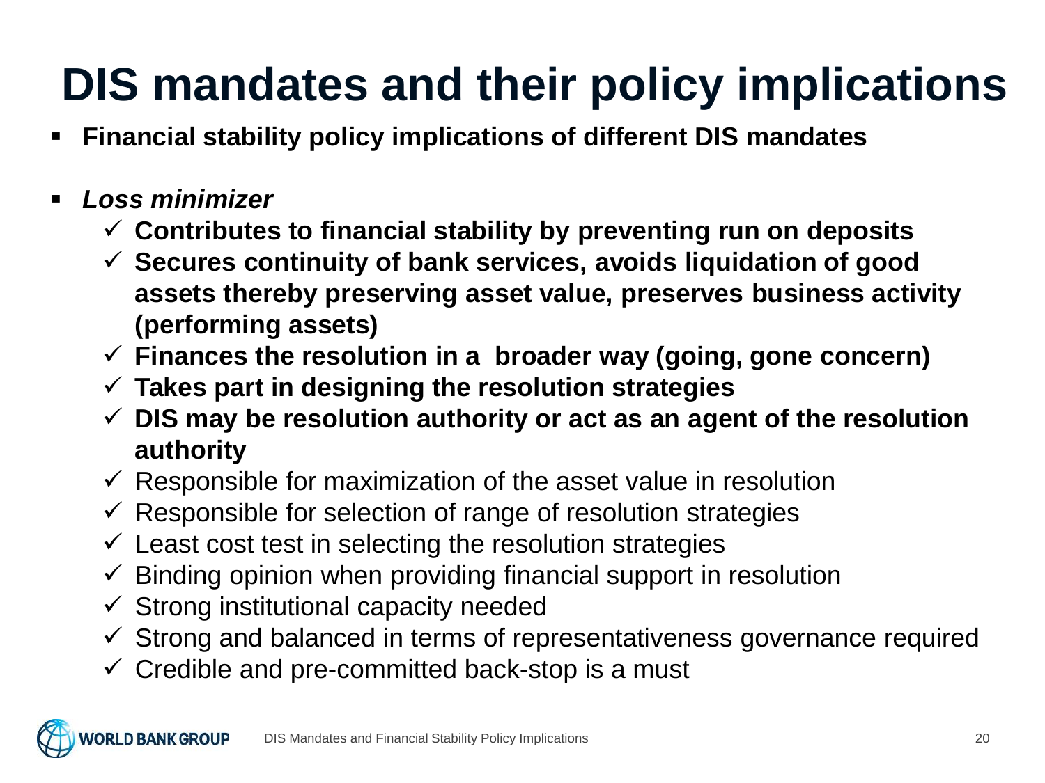# DIS mandates and their policy implications

- **Financial stability policy implications of different DIS mandates**

- ***Loss minimizer***
  - ✓ **Contributes to financial stability by preventing run on deposits**
  - ✓ **Secures continuity of bank services, avoids liquidation of good assets thereby preserving asset value, preserves business activity (performing assets)**
  - ✓ **Finances the resolution in a broader way (going, gone concern)**
  - ✓ **Takes part in designing the resolution strategies**
  - ✓ **DIS may be resolution authority or act as an agent of the resolution authority**
  - ✓ Responsible for maximization of the asset value in resolution
  - ✓ Responsible for selection of range of resolution strategies
  - ✓ Least cost test in selecting the resolution strategies
  - ✓ Binding opinion when providing financial support in resolution
  - ✓ Strong institutional capacity needed
  - ✓ Strong and balanced in terms of representativeness governance required
  - ✓ Credible and pre-committed back-stop is a must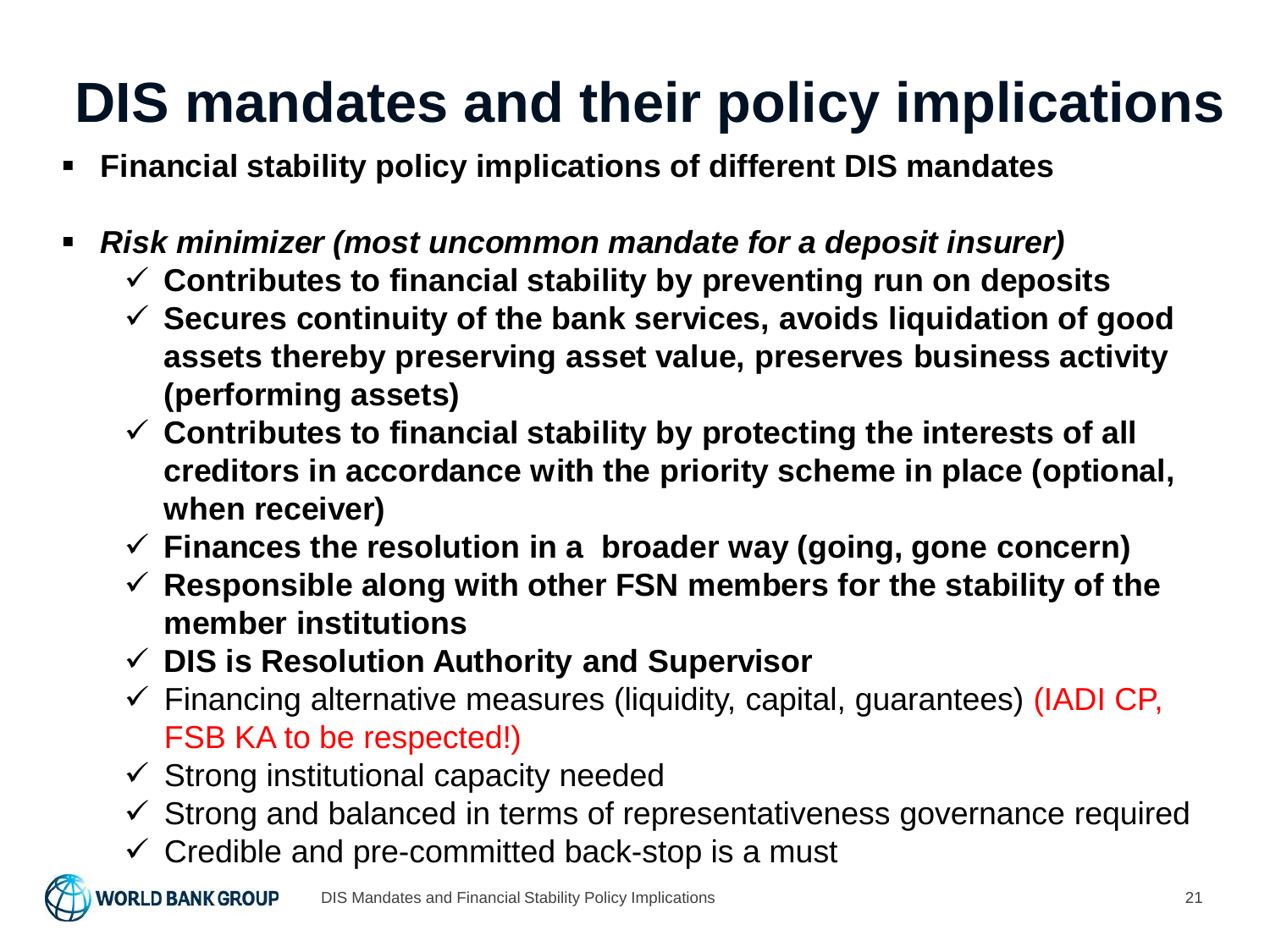# DIS mandates and their policy implications

- **Financial stability policy implications of different DIS mandates**

- ***Risk minimizer (most uncommon mandate for a deposit insurer)***
  - ✓ **Contributes to financial stability by preventing run on deposits**
  - ✓ **Secures continuity of the bank services, avoids liquidation of good assets thereby preserving asset value, preserves business activity (performing assets)**
  - ✓ **Contributes to financial stability by protecting the interests of all creditors in accordance with the priority scheme in place (optional, when receiver)**
  - ✓ **Finances the resolution in a broader way (going, gone concern)**
  - ✓ **Responsible along with other FSN members for the stability of the member institutions**
  - ✓ **DIS is Resolution Authority and Supervisor**
  - ✓ Financing alternative measures (liquidity, capital, guarantees) (IADI CP, FSB KA to be respected!)
  - ✓ Strong institutional capacity needed
  - ✓ Strong and balanced in terms of representativeness governance required
  - ✓ Credible and pre-committed back-stop is a must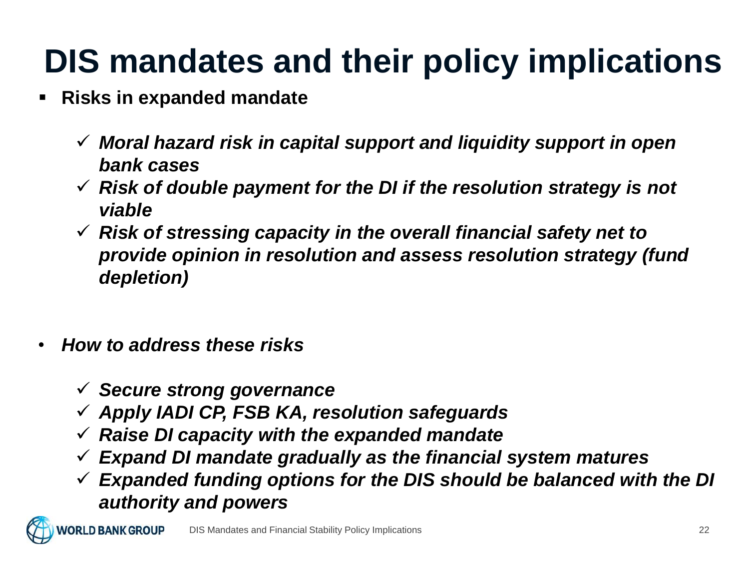# DIS mandates and their policy implications

- **Risks in expanded mandate**
  - ***Moral hazard risk in capital support and liquidity support in open bank cases***
  - ***Risk of double payment for the DI if the resolution strategy is not viable***
  - ***Risk of stressing capacity in the overall financial safety net to provide opinion in resolution and assess resolution strategy (fund depletion)***

- ***How to address these risks***
  - ***Secure strong governance***
  - ***Apply IADI CP, FSB KA, resolution safeguards***
  - ***Raise DI capacity with the expanded mandate***
  - ***Expand DI mandate gradually as the financial system matures***
  - ***Expanded funding options for the DIS should be balanced with the DI authority and powers***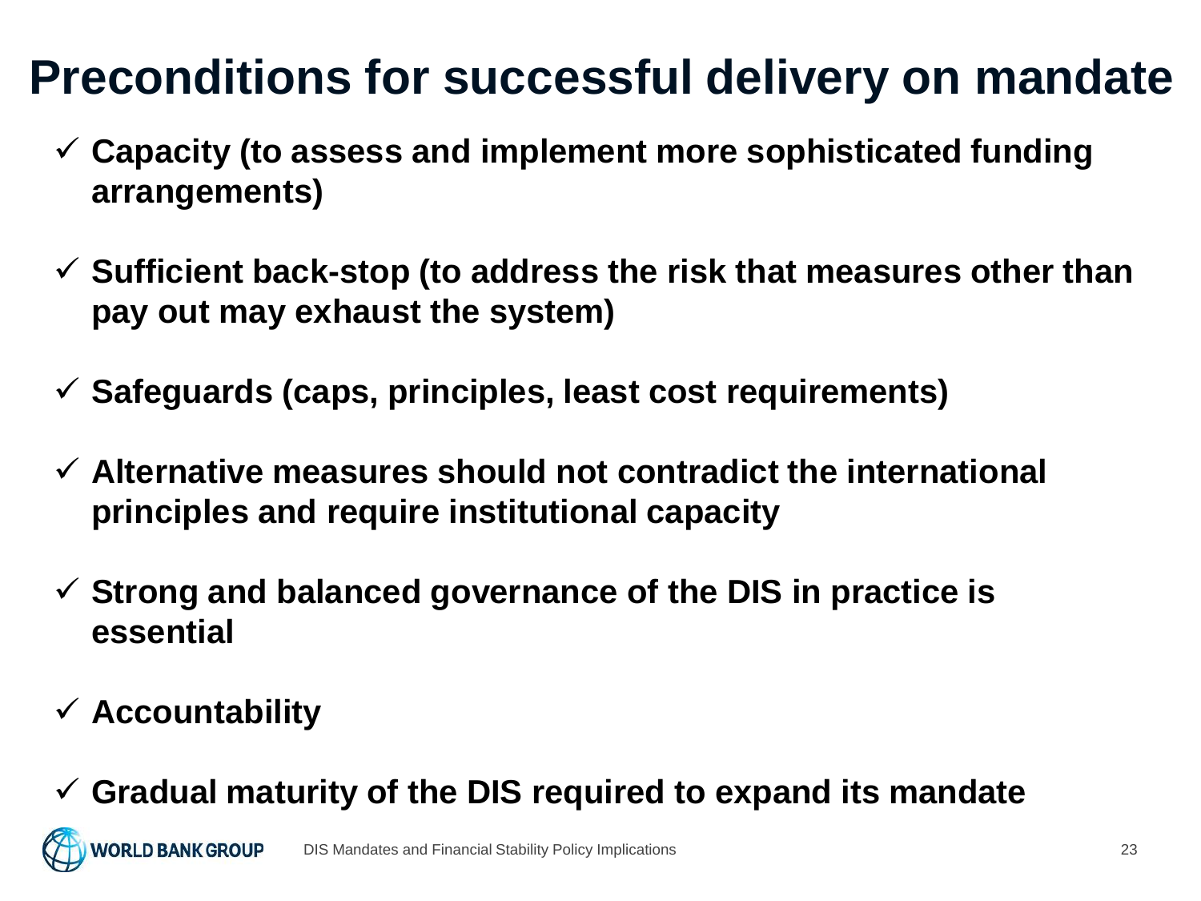# Preconditions for successful delivery on mandate

- ✓ **Capacity (to assess and implement more sophisticated funding arrangements)**
- ✓ **Sufficient back-stop (to address the risk that measures other than pay out may exhaust the system)**
- ✓ **Safeguards (caps, principles, least cost requirements)**
- ✓ **Alternative measures should not contradict the international principles and require institutional capacity**
- ✓ **Strong and balanced governance of the DIS in practice is essential**
- ✓ **Accountability**
- ✓ **Gradual maturity of the DIS required to expand its mandate**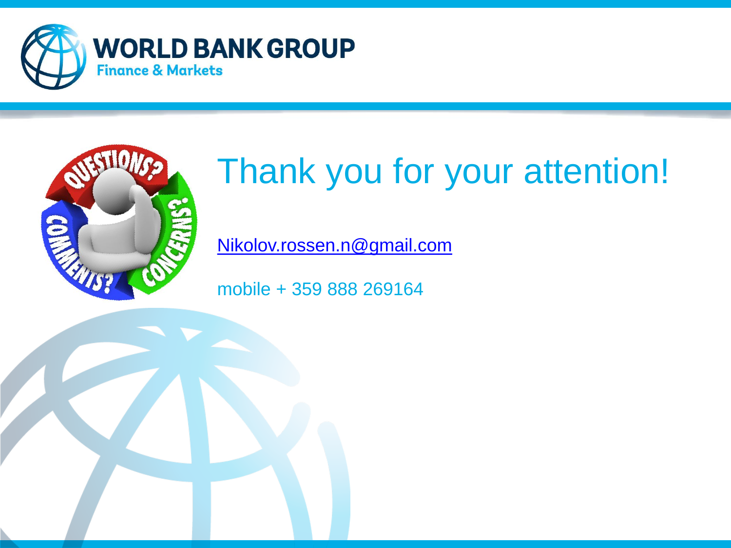# Thank you for your attention!

Nikolov.rossen.n@gmail.com

mobile + 359 888 269164